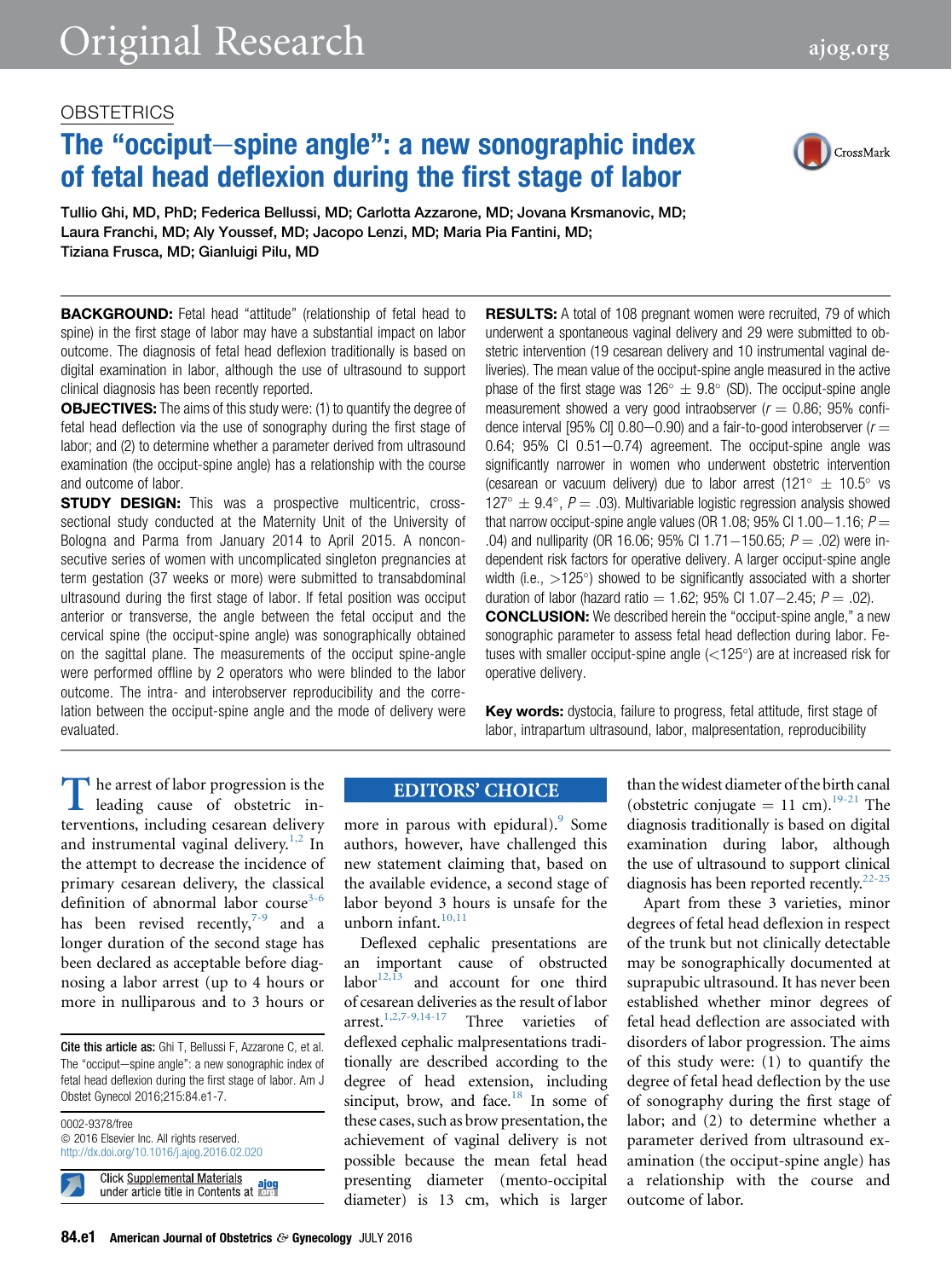OBSTETRICS

# The "occiput–spine angle": a new sonographic index of fetal head deflexion during the first stage of labor

Tullio Ghi, MD, PhD; Federica Bellussi, MD; Carlotta Azzarone, MD; Jovana Krsmanovic, MD; Laura Franchi, MD; Aly Youssef, MD; Jacopo Lenzi, MD; Maria Pia Fantini, MD; Tiziana Frusca, MD; Gianluigi Pilu, MD

**BACKGROUND:** Fetal head "attitude" (relationship of fetal head to spine) in the first stage of labor may have a substantial impact on labor outcome. The diagnosis of fetal head deflexion traditionally is based on digital examination in labor, although the use of ultrasound to support clinical diagnosis has been recently reported.

**OBJECTIVES:** The aims of this study were: (1) to quantify the degree of fetal head deflection via the use of sonography during the first stage of labor; and (2) to determine whether a parameter derived from ultrasound examination (the occiput-spine angle) has a relationship with the course and outcome of labor.

**STUDY DESIGN:** This was a prospective multicentric, cross-sectional study conducted at the Maternity Unit of the University of Bologna and Parma from January 2014 to April 2015. A nonconsecutive series of women with uncomplicated singleton pregnancies at term gestation (37 weeks or more) were submitted to transabdominal ultrasound during the first stage of labor. If fetal position was occiput anterior or transverse, the angle between the fetal occiput and the cervical spine (the occiput-spine angle) was sonographically obtained on the sagittal plane. The measurements of the occiput spine-angle were performed offline by 2 operators who were blinded to the labor outcome. The intra- and interobserver reproducibility and the correlation between the occiput-spine angle and the mode of delivery were evaluated.

**RESULTS:** A total of 108 pregnant women were recruited, 79 of which underwent a spontaneous vaginal delivery and 29 were submitted to obstetric intervention (19 cesarean delivery and 10 instrumental vaginal deliveries). The mean value of the occiput-spine angle measured in the active phase of the first stage was $126° \pm 9.8°$ (SD). The occiput-spine angle measurement showed a very good intraobserver ($r = 0.86$; 95% confidence interval [95% CI] 0.80–0.90) and a fair-to-good interobserver ($r = 0.64$; 95% CI 0.51–0.74) agreement. The occiput-spine angle was significantly narrower in women who underwent obstetric intervention (cesarean or vacuum delivery) due to labor arrest ($121° \pm 10.5°$ vs $127° \pm 9.4°$, $P = .03$). Multivariable logistic regression analysis showed that narrow occiput-spine angle values (OR 1.08; 95% CI 1.00–1.16; $P = .04$) and nulliparity (OR 16.06; 95% CI 1.71–150.65; $P = .02$) were independent risk factors for operative delivery. A larger occiput-spine angle width (i.e., $>125°$) showed to be significantly associated with a shorter duration of labor (hazard ratio = 1.62; 95% CI 1.07–2.45; $P = .02$).

**CONCLUSION:** We described herein the "occiput-spine angle," a new sonographic parameter to assess fetal head deflection during labor. Fetuses with smaller occiput-spine angle ($<125°$) are at increased risk for operative delivery.

**Key words:** dystocia, failure to progress, fetal attitude, first stage of labor, intrapartum ultrasound, labor, malpresentation, reproducibility

The arrest of labor progression is the leading cause of obstetric interventions, including cesarean delivery and instrumental vaginal delivery.[1,2] In the attempt to decrease the incidence of primary cesarean delivery, the classical definition of abnormal labor course[3-6] has been revised recently,[7-9] and a longer duration of the second stage has been declared as acceptable before diagnosing a labor arrest (up to 4 hours or more in nulliparous and to 3 hours or more in parous with epidural).[9] Some authors, however, have challenged this new statement claiming that, based on the available evidence, a second stage of labor beyond 3 hours is unsafe for the unborn infant.[10,11]

Deflexed cephalic presentations are an important cause of obstructed labor[12,13] and account for one third of cesarean deliveries as the result of labor arrest.[1,2,7-9,14-17] Three varieties of deflexed cephalic malpresentations traditionally are described according to the degree of head extension, including sincipût, brow, and face.[18] In some of these cases, such as brow presentation, the achievement of vaginal delivery is not possible because the mean fetal head presenting diameter (mento-occipital diameter) is 13 cm, which is larger than the widest diameter of the birth canal (obstetric conjugate = 11 cm).[19-21] The diagnosis traditionally is based on digital examination during labor, although the use of ultrasound to support clinical diagnosis has been reported recently.[22-25]

Apart from these 3 varieties, minor degrees of fetal head deflexion in respect of the trunk but not clinically detectable may be sonographically documented at suprapubic ultrasound. It has never been established whether minor degrees of fetal head deflection are associated with disorders of labor progression. The aims of this study were: (1) to quantify the degree of fetal head deflection by the use of sonography during the first stage of labor; and (2) to determine whether a parameter derived from ultrasound examination (the occiput-spine angle) has a relationship with the course and outcome of labor.

**Cite this article as:** Ghi T, Bellussi F, Azzarone C, et al. The "occiput–spine angle": a new sonographic index of fetal head deflexion during the first stage of labor. Am J Obstet Gynecol 2016;215:84.e1-7.

0002-9378/free
© 2016 Elsevier Inc. All rights reserved.
http://dx.doi.org/10.1016/j.ajog.2016.02.020

Click Supplemental Materials under article title in Contents at ajog.org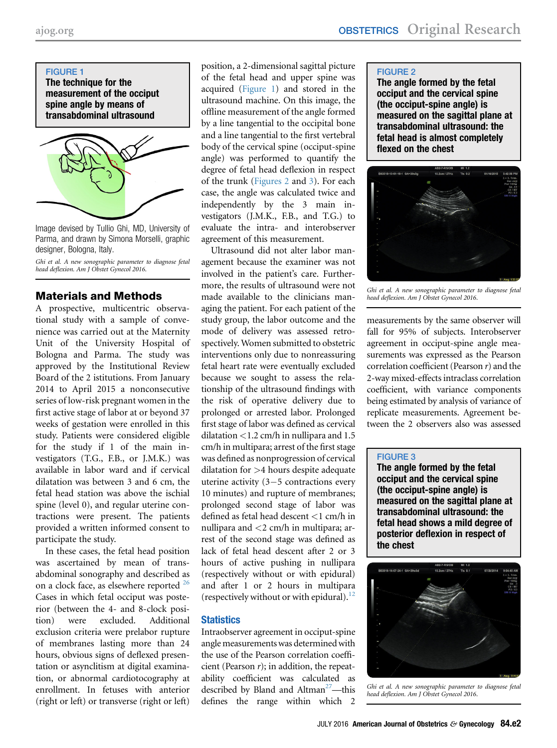**FIGURE 1**
**The technique for the measurement of the occiput spine angle by means of transabdominal ultrasound**

Image devised by Tullio Ghi, MD, University of Parma, and drawn by Simona Morselli, graphic designer, Bologna, Italy.

*Ghi et al. A new sonographic parameter to diagnose fetal head deflexion. Am J Obstet Gynecol 2016.*

## Materials and Methods

A prospective, multicentric observational study with a sample of convenience was carried out at the Maternity Unit of the University Hospital of Bologna and Parma. The study was approved by the Institutional Review Board of the 2 istitutions. From January 2014 to April 2015 a nonconsecutive series of low-risk pregnant women in the first active stage of labor at or beyond 37 weeks of gestation were enrolled in this study. Patients were considered eligible for the study if 1 of the main investigators (T.G., F.B., or J.M.K.) was available in labor ward and if cervical dilatation was between 3 and 6 cm, the fetal head station was above the ischial spine (level 0), and regular uterine contractions were present. The patients provided a written informed consent to participate the study.

In these cases, the fetal head position was ascertained by mean of transabdominal sonography and described as on a clock face, as elsewhere reported [26]. Cases in which fetal occiput was posterior (between the 4- and 8-clock position) were excluded. Additional exclusion criteria were prelabor rupture of membranes lasting more than 24 hours, obvious signs of deflexed presentation or asynclitism at digital examination, or abnormal cardiotocography at enrollment. In fetuses with anterior (right or left) or transverse (right or left) position, a 2-dimensional sagittal picture of the fetal head and upper spine was acquired (Figure 1) and stored in the ultrasound machine. On this image, the offline measurement of the angle formed by a line tangential to the occipital bone and a line tangential to the first vertebral body of the cervical spine (occiput-spine angle) was performed to quantify the degree of fetal head deflexion in respect of the trunk (Figures 2 and 3). For each case, the angle was calculated twice and independently by the 3 main investigators (J.M.K., F.B., and T.G.) to evaluate the intra- and interobserver agreement of this measurement.

Ultrasound did not alter labor management because the examiner was not involved in the patient's care. Furthermore, the results of ultrasound were not made available to the clinicians managing the patient. For each patient of the study group, the labor outcome and the mode of delivery was assessed retrospectively. Women submitted to obstetric interventions only due to nonreassuring fetal heart rate were eventually excluded because we sought to assess the relationship of the ultrasound findings with the risk of operative delivery due to prolonged or arrested labor. Prolonged first stage of labor was defined as cervical dilatation <1.2 cm/h in nullipara and 1.5 cm/h in multipara; arrest of the first stage was defined as nonprogression of cervical dilatation for >4 hours despite adequate uterine activity (3−5 contractions every 10 minutes) and rupture of membranes; prolonged second stage of labor was defined as fetal head descent <1 cm/h in nullipara and <2 cm/h in multipara; arrest of the second stage was defined as lack of fetal head descent after 2 or 3 hours of active pushing in nullipara (respectively without or with epidural) and after 1 or 2 hours in multipara (respectively without or with epidural).[12]

### Statistics

Intraobserver agreement in occiput-spine angle measurements was determined with the use of the Pearson correlation coefficient (Pearson $r$); in addition, the repeatability coefficient was calculated as described by Bland and Altman[27]—this defines the range within which 2 measurements by the same observer will fall for 95% of subjects. Interobserver agreement in occiput-spine angle measurements was expressed as the Pearson correlation coefficient (Pearson $r$) and the 2-way mixed-effects intraclass correlation coefficient, with variance components being estimated by analysis of variance of replicate measurements. Agreement between the 2 observers also was assessed

**FIGURE 2**
**The angle formed by the fetal occiput and the cervical spine (the occiput-spine angle) is measured on the sagittal plane at transabdominal ultrasound: the fetal head is almost completely flexed on the chest**

*Ghi et al. A new sonographic parameter to diagnose fetal head deflexion. Am J Obstet Gynecol 2016.*

**FIGURE 3**
**The angle formed by the fetal occiput and the cervical spine (the occiput-spine angle) is measured on the sagittal plane at transabdominal ultrasound: the fetal head shows a mild degree of posterior deflexion in respect of the chest**

*Ghi et al. A new sonographic parameter to diagnose fetal head deflexion. Am J Obstet Gynecol 2016.*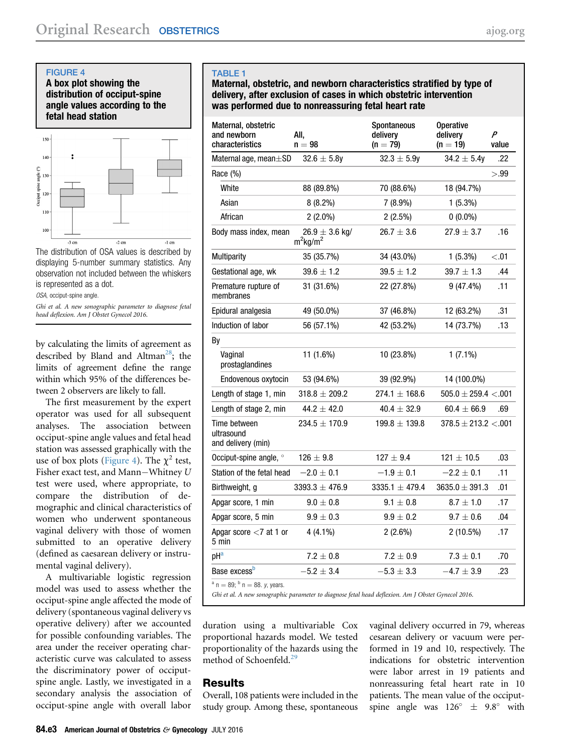**FIGURE 4**

**A box plot showing the distribution of occipit-spine angle values according to the fetal head station**

The distribution of OSA values is described by displaying 5-number summary statistics. Any observation not included between the whiskers is represented as a dot.

*OSA*, occipit-spine angle.

*Ghi et al. A new sonographic parameter to diagnose fetal head deflexion. Am J Obstet Gynecol 2016.*

by calculating the limits of agreement as described by Bland and Altman[28]; the limits of agreement define the range within which 95% of the differences between 2 observers are likely to fall.

The first measurement by the expert operator was used for all subsequent analyses. The association between occiput-spine angle values and fetal head station was assessed graphically with the use of box plots (Figure 4). The $\chi^2$ test, Fisher exact test, and Mann−Whitney *U* test were used, where appropriate, to compare the distribution of demographic and clinical characteristics of women who underwent spontaneous vaginal delivery with those of women submitted to an operative delivery (defined as caesarean delivery or instrumental vaginal delivery).

A multivariable logistic regression model was used to assess whether the occiput-spine angle affected the mode of delivery (spontaneous vaginal delivery vs operative delivery) after we accounted for possible confounding variables. The area under the receiver operating characteristic curve was calculated to assess the discriminatory power of occiput-spine angle. Lastly, we investigated in a secondary analysis the association of occiput-spine angle with overall labor duration using a multivariable Cox proportional hazards model. We tested proportionality of the hazards using the method of Schoenfeld.[29]

**TABLE 1**

**Maternal, obstetric, and newborn characteristics stratified by type of delivery, after exclusion of cases in which obstetric intervention was performed due to nonreassuring fetal heart rate**

| Maternal, obstetric and newborn characteristics | All, n = 98 | Spontaneous delivery (n = 79) | Operative delivery (n = 19) | *P* value |
|---|---|---|---|---|
| Maternal age, mean±SD | 32.6 ± 5.8y | 32.3 ± 5.9y | 34.2 ± 5.4y | .22 |
| Race (%) | | | | >.99 |
| White | 88 (89.8%) | 70 (88.6%) | 18 (94.7%) | |
| Asian | 8 (8.2%) | 7 (8.9%) | 1 (5.3%) | |
| African | 2 (2.0%) | 2 (2.5%) | 0 (0.0%) | |
| Body mass index, mean | 26.9 ± 3.6 kg/m$^2$kg/m$^2$ | 26.7 ± 3.6 | 27.9 ± 3.7 | .16 |
| Multiparity | 35 (35.7%) | 34 (43.0%) | 1 (5.3%) | <.01 |
| Gestational age, wk | 39.6 ± 1.2 | 39.5 ± 1.2 | 39.7 ± 1.3 | .44 |
| Premature rupture of membranes | 31 (31.6%) | 22 (27.8%) | 9 (47.4%) | .11 |
| Epidural analgesia | 49 (50.0%) | 37 (46.8%) | 12 (63.2%) | .31 |
| Induction of labor | 56 (57.1%) | 42 (53.2%) | 14 (73.7%) | .13 |
| By | | | | |
| Vaginal prostaglandines | 11 (1.6%) | 10 (23.8%) | 1 (7.1%) | |
| Endovenous oxytocin | 53 (94.6%) | 39 (92.9%) | 14 (100.0%) | |
| Length of stage 1, min | 318.8 ± 209.2 | 274.1 ± 168.6 | 505.0 ± 259.4 | <.001 |
| Length of stage 2, min | 44.2 ± 42.0 | 40.4 ± 32.9 | 60.4 ± 66.9 | .69 |
| Time between ultrasound and delivery (min) | 234.5 ± 170.9 | 199.8 ± 139.8 | 378.5 ± 213.2 | <.001 |
| Occiput-spine angle, ° | 126 ± 9.8 | 127 ± 9.4 | 121 ± 10.5 | .03 |
| Station of the fetal head | −2.0 ± 0.1 | −1.9 ± 0.1 | −2.2 ± 0.1 | .11 |
| Birthweight, g | 3393.3 ± 476.9 | 3335.1 ± 479.4 | 3635.0 ± 391.3 | .01 |
| Apgar score, 1 min | 9.0 ± 0.8 | 9.1 ± 0.8 | 8.7 ± 1.0 | .17 |
| Apgar score, 5 min | 9.9 ± 0.3 | 9.9 ± 0.2 | 9.7 ± 0.6 | .04 |
| Apgar score <7 at 1 or 5 min | 4 (4.1%) | 2 (2.6%) | 2 (10.5%) | .17 |
| pH[a] | 7.2 ± 0.8 | 7.2 ± 0.9 | 7.3 ± 0.1 | .70 |
| Base excess[b] | −5.2 ± 3.4 | −5.3 ± 3.3 | −4.7 ± 3.9 | .23 |

[a] n = 89; [b] n = 88. *y*, years.

*Ghi et al. A new sonographic parameter to diagnose fetal head deflexion. Am J Obstet Gynecol 2016.*

## Results

Overall, 108 patients were included in the study group. Among these, spontaneous vaginal delivery occurred in 79, whereas cesarean delivery or vacuum were performed in 19 and 10, respectively. The indications for obstetric intervention were labor arrest in 19 patients and nonreassuring fetal heart rate in 10 patients. The mean value of the occiput-spine angle was 126° ± 9.8° with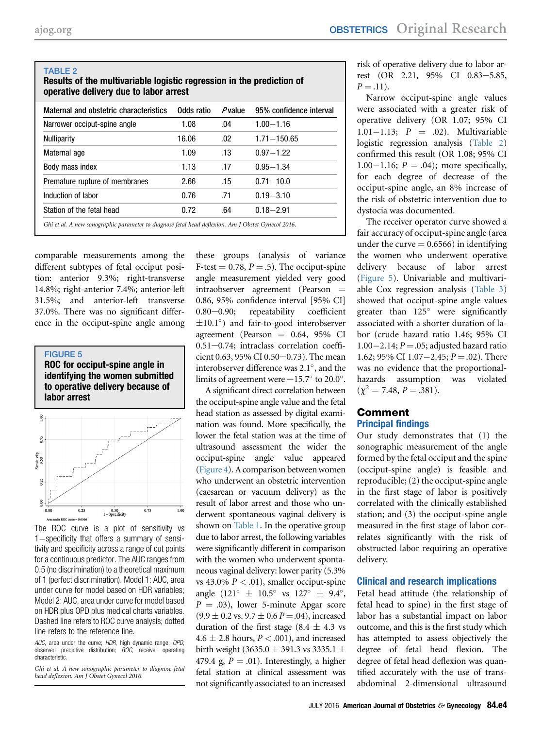**TABLE 2**

**Results of the multivariable logistic regression in the prediction of operative delivery due to labor arrest**

| Maternal and obstetric characteristics | Odds ratio | *P* value | 95% confidence interval |
|---|---|---|---|
| Narrower occiput-spine angle | 1.08 | .04 | 1.00–1.16 |
| Nulliparity | 16.06 | .02 | 1.71–150.65 |
| Maternal age | 1.09 | .13 | 0.97–1.22 |
| Body mass index | 1.13 | .17 | 0.95–1.34 |
| Premature rupture of membranes | 2.66 | .15 | 0.71–10.0 |
| Induction of labor | 0.76 | .71 | 0.19–3.10 |
| Station of the fetal head | 0.72 | .64 | 0.18–2.91 |

*Ghi et al. A new sonographic parameter to diagnose fetal head deflexion. Am J Obstet Gynecol 2016.*

comparable measurements among the different subtypes of fetal occiput position: anterior 9.3%; right-transverse 14.8%; right-anterior 7.4%; anterior-left 31.5%; and anterior-left transverse 37.0%. There was no significant difference in the occiput-spine angle among these groups (analysis of variance F-test = 0.78, $P = .5$). The occiput-spine angle measurement yielded very good intraobserver agreement (Pearson = 0.86, 95% confidence interval [95% CI] 0.80–0.90; repeatability coefficient ±10.1°) and fair-to-good interobserver agreement (Pearson = 0.64, 95% CI 0.51–0.74; intraclass correlation coefficient 0.63, 95% CI 0.50–0.73). The mean interobserver difference was 2.1°, and the limits of agreement were −15.7° to 20.0°.

A significant direct correlation between the occiput-spine angle value and the fetal head station as assessed by digital examination was found. More specifically, the lower the fetal station was at the time of ultrasound assessment the wider the occiput-spine angle value appeared (Figure 4). A comparison between women who underwent an obstetric intervention (caesarean or vacuum delivery) as the result of labor arrest and those who underwent spontaneous vaginal delivery is shown on Table 1. In the operative group due to labor arrest, the following variables were significantly different in comparison with the women who underwent spontaneous vaginal delivery: lower parity (5.3% vs 43.0% $P < .01$), smaller occiput-spine angle (121° ± 10.5° vs 127° ± 9.4°, $P = .03$), lower 5-minute Apgar score (9.9 ± 0.2 vs. 9.7 ± 0.6 $P = .04$), increased duration of the first stage (8.4 ± 4.3 vs 4.6 ± 2.8 hours, $P < .001$), and increased birth weight (3635.0 ± 391.3 vs 3335.1 ± 479.4 g, $P = .01$). Interestingly, a higher fetal station at clinical assessment was not significantly associated to an increased risk of operative delivery due to labor arrest (OR 2.21, 95% CI 0.83–5.85, $P = .11$).

Narrow occiput-spine angle values were associated with a greater risk of operative delivery (OR 1.07; 95% CI 1.01–1.13; $P = .02$). Multivariable logistic regression analysis (Table 2) confirmed this result (OR 1.08; 95% CI 1.00–1.16; $P = .04$); more specifically, for each degree of decrease of the occiput-spine angle, an 8% increase of the risk of obstetric intervention due to dystocia was documented.

The receiver operator curve showed a fair accuracy of occiput-spine angle (area under the curve = 0.6566) in identifying the women who underwent operative delivery because of labor arrest (Figure 5). Univariable and multivariable Cox regression analysis (Table 3) showed that occiput-spine angle values greater than 125° were significantly associated with a shorter duration of labor (crude hazard ratio 1.46; 95% CI 1.00–2.14; $P = .05$; adjusted hazard ratio 1.62; 95% CI 1.07–2.45; $P = .02$). There was no evidence that the proportional-hazards assumption was violated ($\chi^2 = 7.48$, $P = .381$).

**FIGURE 5**

**ROC for occiput-spine angle in identifying the women submitted to operative delivery because of labor arrest**

The ROC curve is a plot of sensitivity vs 1−specificity that offers a summary of sensitivity and specificity across a range of cut points for a continuous predictor. The AUC ranges from 0.5 (no discrimination) to a theoretical maximum of 1 (perfect discrimination). Model 1: AUC, area under curve for model based on HDR variables; Model 2: AUC, area under curve for model based on HDR plus OPD plus medical charts variables. Dashed line refers to ROC curve analysis; dotted line refers to the reference line.

*AUC*, area under the curve; *HDR*, high dynamic range; *OPD*, observed predictive distribution; *ROC*, receiver operating characteristic.

*Ghi et al. A new sonographic parameter to diagnose fetal head deflexion. Am J Obstet Gynecol 2016.*

## Comment

### Principal findings

Our study demonstrates that (1) the sonographic measurement of the angle formed by the fetal occiput and the spine (occiput-spine angle) is feasible and reproducible; (2) the occiput-spine angle in the first stage of labor is positively correlated with the clinically established station; and (3) the occiput-spine angle measured in the first stage of labor correlates significantly with the risk of obstructed labor requiring an operative delivery.

### Clinical and research implications

Fetal head attitude (the relationship of fetal head to spine) in the first stage of labor has a substantial impact on labor outcome, and this is the first study which has attempted to assess objectively the degree of fetal head flexion. The degree of fetal head deflexion was quantified accurately with the use of transabdominal 2-dimensional ultrasound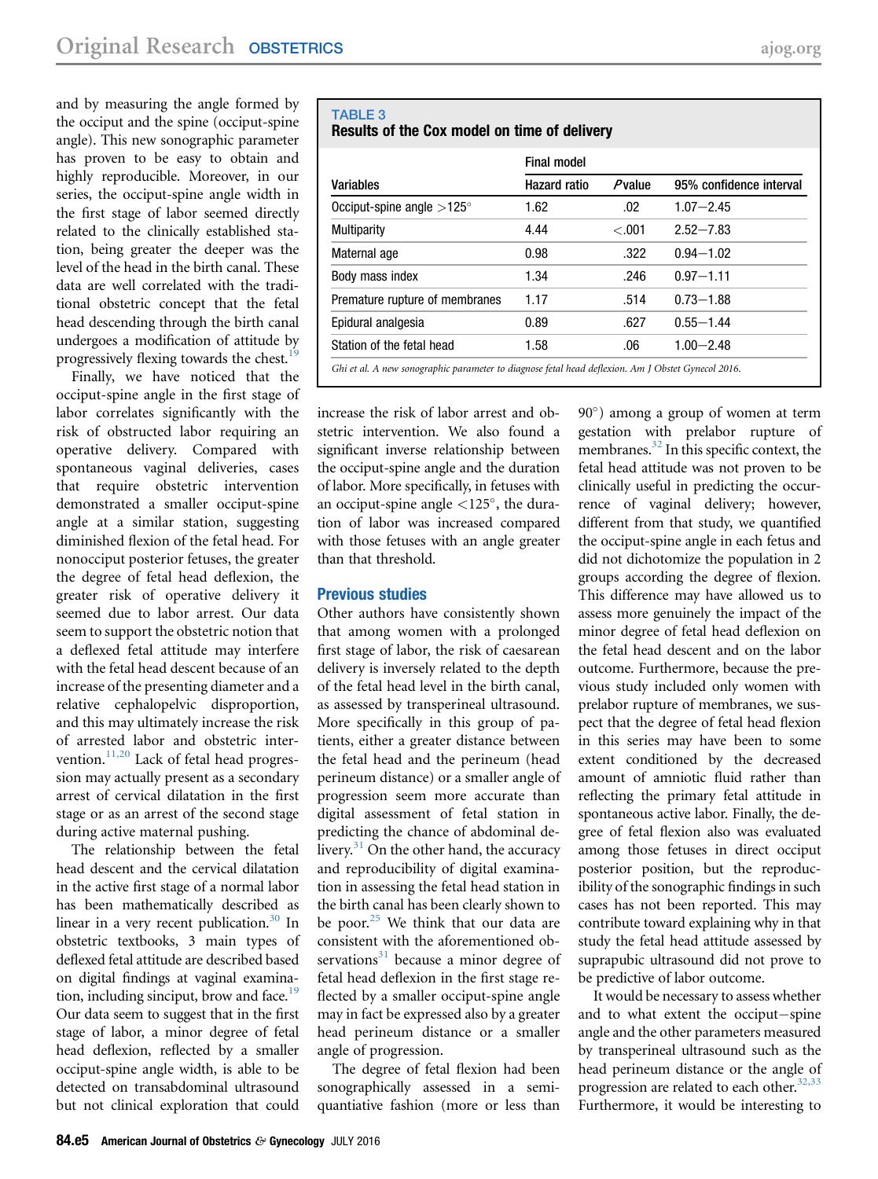and by measuring the angle formed by the occiput and the spine (occiput-spine angle). This new sonographic parameter has proven to be easy to obtain and highly reproducible. Moreover, in our series, the occiput-spine angle width in the first stage of labor seemed directly related to the clinically established station, being greater the deeper was the level of the head in the birth canal. These data are well correlated with the traditional obstetric concept that the fetal head descending through the birth canal undergoes a modification of attitude by progressively flexing towards the chest.[19]

Finally, we have noticed that the occiput-spine angle in the first stage of labor correlates significantly with the risk of obstructed labor requiring an operative delivery. Compared with spontaneous vaginal deliveries, cases that require obstetric intervention demonstrated a smaller occiput-spine angle at a similar station, suggesting diminished flexion of the fetal head. For nonocciput posterior fetuses, the greater the degree of fetal head deflexion, the greater risk of operative delivery it seemed due to labor arrest. Our data seem to support the obstetric notion that a deflexed fetal attitude may interfere with the fetal head descent because of an increase of the presenting diameter and a relative cephalopelvic disproportion, and this may ultimately increase the risk of arrested labor and obstetric intervention.[11,20] Lack of fetal head progression may actually present as a secondary arrest of cervical dilatation in the first stage or as an arrest of the second stage during active maternal pushing.

The relationship between the fetal head descent and the cervical dilatation in the active first stage of a normal labor has been mathematically described as linear in a very recent publication.[30] In obstetric textbooks, 3 main types of deflexed fetal attitude are described based on digital findings at vaginal examination, including sinciput, brow and face.[19] Our data seem to suggest that in the first stage of labor, a minor degree of fetal head deflexion, reflected by a smaller occiput-spine angle width, is able to be detected on transabdominal ultrasound but not clinical exploration that could increase the risk of labor arrest and obstetric intervention. We also found a significant inverse relationship between the occiput-spine angle and the duration of labor. More specifically, in fetuses with an occiput-spine angle <125°, the duration of labor was increased compared with those fetuses with an angle greater than that threshold.

**TABLE 3**
**Results of the Cox model on time of delivery**

| Variables | Final model | | |
|---|---|---|---|
| | Hazard ratio | *P* value | 95% confidence interval |
| Occiput-spine angle >125° | 1.62 | .02 | 1.07–2.45 |
| Multiparity | 4.44 | <.001 | 2.52–7.83 |
| Maternal age | 0.98 | .322 | 0.94–1.02 |
| Body mass index | 1.34 | .246 | 0.97–1.11 |
| Premature rupture of membranes | 1.17 | .514 | 0.73–1.88 |
| Epidural analgesia | 0.89 | .627 | 0.55–1.44 |
| Station of the fetal head | 1.58 | .06 | 1.00–2.48 |

*Ghi et al. A new sonographic parameter to diagnose fetal head deflexion. Am J Obstet Gynecol 2016.*

## Previous studies

Other authors have consistently shown that among women with a prolonged first stage of labor, the risk of caesarean delivery is inversely related to the depth of the fetal head level in the birth canal, as assessed by transperineal ultrasound. More specifically in this group of patients, either a greater distance between the fetal head and the perineum (head perineum distance) or a smaller angle of progression seem more accurate than digital assessment of fetal station in predicting the chance of abdominal delivery.[31] On the other hand, the accuracy and reproducibility of digital examination in assessing the fetal head station in the birth canal has been clearly shown to be poor.[25] We think that our data are consistent with the aforementioned observations[31] because a minor degree of fetal head deflexion in the first stage reflected by a smaller occiput-spine angle may in fact be expressed also by a greater head perineum distance or a smaller angle of progression.

The degree of fetal flexion had been sonographically assessed in a semiquantiative fashion (more or less than 90°) among a group of women at term gestation with prelabor rupture of membranes.[32] In this specific context, the fetal head attitude was not proven to be clinically useful in predicting the occurrence of vaginal delivery; however, different from that study, we quantified the occiput-spine angle in each fetus and did not dichotomize the population in 2 groups according the degree of flexion. This difference may have allowed us to assess more genuinely the impact of the minor degree of fetal head deflexion on the fetal head descent and on the labor outcome. Furthermore, because the previous study included only women with prelabor rupture of membranes, we suspect that the degree of fetal head flexion in this series may have been to some extent conditioned by the decreased amount of amniotic fluid rather than reflecting the primary fetal attitude in spontaneous active labor. Finally, the degree of fetal flexion also was evaluated among those fetuses in direct occiput posterior position, but the reproducibility of the sonographic findings in such cases has not been reported. This may contribute toward explaining why in that study the fetal head attitude assessed by suprapubic ultrasound did not prove to be predictive of labor outcome.

It would be necessary to assess whether and to what extent the occiput−spine angle and the other parameters measured by transperineal ultrasound such as the head perineum distance or the angle of progression are related to each other.[32,33] Furthermore, it would be interesting to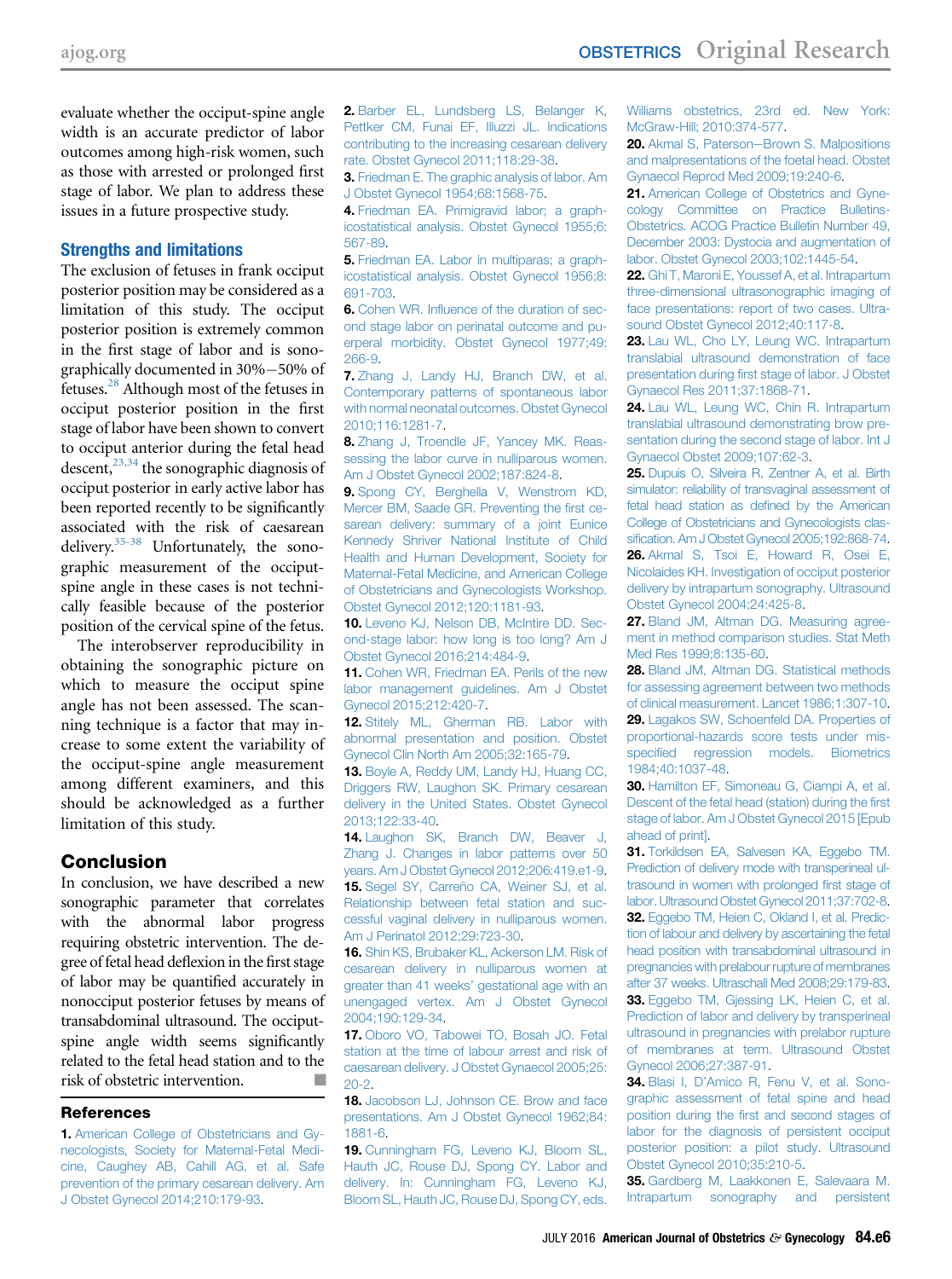evaluate whether the occiput-spine angle width is an accurate predictor of labor outcomes among high-risk women, such as those with arrested or prolonged first stage of labor. We plan to address these issues in a future prospective study.

### Strengths and limitations

The exclusion of fetuses in frank occiput posterior position may be considered as a limitation of this study. The occiput posterior position is extremely common in the first stage of labor and is sonographically documented in 30%−50% of fetuses.[28] Although most of the fetuses in occiput posterior position in the first stage of labor have been shown to convert to occiput anterior during the fetal head descent,[23,34] the sonographic diagnosis of occiput posterior in early active labor has been reported recently to be significantly associated with the risk of caesarean delivery.[35-38] Unfortunately, the sonographic measurement of the occiput-spine angle in these cases is not technically feasible because of the posterior position of the cervical spine of the fetus.

The interobserver reproducibility in obtaining the sonographic picture on which to measure the occiput spine angle has not been assessed. The scanning technique is a factor that may increase to some extent the variability of the occiput-spine angle measurement among different examiners, and this should be acknowledged as a further limitation of this study.

## Conclusion

In conclusion, we have described a new sonographic parameter that correlates with the abnormal labor progress requiring obstetric intervention. The degree of fetal head deflexion in the first stage of labor may be quantified accurately in nonocciput posterior fetuses by means of transabdominal ultrasound. The occiput-spine angle width seems significantly related to the fetal head station and to the risk of obstetric intervention. ■

## References

**1.** American College of Obstetricians and Gynecologists, Society for Maternal-Fetal Medicine, Caughey AB, Cahill AG, et al. Safe prevention of the primary cesarean delivery. Am J Obstet Gynecol 2014;210:179-93.

**2.** Barber EL, Lundsberg LS, Belanger K, Pettker CM, Funai EF, Illuzzi JL. Indications contributing to the increasing cesarean delivery rate. Obstet Gynecol 2011;118:29-38.

**3.** Friedman E. The graphic analysis of labor. Am J Obstet Gynecol 1954;68:1568-75.

**4.** Friedman EA. Primigravid labor; a graphicostatistical analysis. Obstet Gynecol 1955;6:567-89.

**5.** Friedman EA. Labor in multiparas; a graphicostatistical analysis. Obstet Gynecol 1956;8:691-703.

**6.** Cohen WR. Influence of the duration of second stage labor on perinatal outcome and puerperal morbidity. Obstet Gynecol 1977;49:266-9.

**7.** Zhang J, Landy HJ, Branch DW, et al. Contemporary patterns of spontaneous labor with normal neonatal outcomes. Obstet Gynecol 2010;116:1281-7.

**8.** Zhang J, Troendle JF, Yancey MK. Reassessing the labor curve in nulliparous women. Am J Obstet Gynecol 2002;187:824-8.

**9.** Spong CY, Berghella V, Wenstrom KD, Mercer BM, Saade GR. Preventing the first cesarean delivery: summary of a joint Eunice Kennedy Shriver National Institute of Child Health and Human Development, Society for Maternal-Fetal Medicine, and American College of Obstetricians and Gynecologists Workshop. Obstet Gynecol 2012;120:1181-93.

**10.** Leveno KJ, Nelson DB, McIntire DD. Second-stage labor: how long is too long? Am J Obstet Gynecol 2016;214:484-9.

**11.** Cohen WR, Friedman EA. Perils of the new labor management guidelines. Am J Obstet Gynecol 2015;212:420-7.

**12.** Stitely ML, Gherman RB. Labor with abnormal presentation and position. Obstet Gynecol Clin North Am 2005;32:165-79.

**13.** Boyle A, Reddy UM, Landy HJ, Huang CC, Driggers RW, Laughon SK. Primary cesarean delivery in the United States. Obstet Gynecol 2013;122:33-40.

**14.** Laughon SK, Branch DW, Beaver J, Zhang J. Changes in labor patterns over 50 years. Am J Obstet Gynecol 2012;206:419.e1-9.

**15.** Segel SY, Carreño CA, Weiner SJ, et al. Relationship between fetal station and successful vaginal delivery in nulliparous women. Am J Perinatol 2012;29:723-30.

**16.** Shin KS, Brubaker KL, Ackerson LM. Risk of cesarean delivery in nulliparous women at greater than 41 weeks' gestational age with an unengaged vertex. Am J Obstet Gynecol 2004;190:129-34.

**17.** Oboro VO, Tabowei TO, Bosah JO. Fetal station at the time of labour arrest and risk of caesarean delivery. J Obstet Gynaecol 2005;25:20-2.

**18.** Jacobson LJ, Johnson CE. Brow and face presentations. Am J Obstet Gynecol 1962;84:1881-6.

**19.** Cunningham FG, Leveno KJ, Bloom SL, Hauth JC, Rouse DJ, Spong CY. Labor and delivery. In: Cunningham FG, Leveno KJ, Bloom SL, Hauth JC, Rouse DJ, Spong CY, eds. Williams obstetrics, 23rd ed. New York: McGraw-Hill; 2010:374-577.

**20.** Akmal S, Paterson−Brown S. Malpositions and malpresentations of the foetal head. Obstet Gynaecol Reprod Med 2009;19:240-6.

**21.** American College of Obstetrics and Gynecology Committee on Practice Bulletins-Obstetrics. ACOG Practice Bulletin Number 49, December 2003: Dystocia and augmentation of labor. Obstet Gynecol 2003;102:1445-54.

**22.** Ghi T, Maroni E, Youssef A, et al. Intrapartum three-dimensional ultrasonographic imaging of face presentations: report of two cases. Ultrasound Obstet Gynecol 2012;40:117-8.

**23.** Lau WL, Cho LY, Leung WC. Intrapartum translabial ultrasound demonstration of face presentation during first stage of labor. J Obstet Gynaecol Res 2011;37:1868-71.

**24.** Lau WL, Leung WC, Chin R. Intrapartum translabial ultrasound demonstrating brow presentation during the second stage of labor. Int J Gynaecol Obstet 2009;107:62-3.

**25.** Dupuis O, Silveira R, Zentner A, et al. Birth simulator: reliability of transvaginal assessment of fetal head station as defined by the American College of Obstetricians and Gynecologists classification. Am J Obstet Gynecol 2005;192:868-74.

**26.** Akmal S, Tsoi E, Howard R, Osei E, Nicolaides KH. Investigation of occiput posterior delivery by intrapartum sonography. Ultrasound Obstet Gynecol 2004;24:425-8.

**27.** Bland JM, Altman DG. Measuring agreement in method comparison studies. Stat Meth Med Res 1999;8:135-60.

**28.** Bland JM, Altman DG. Statistical methods for assessing agreement between two methods of clinical measurement. Lancet 1986;1:307-10.

**29.** Lagakos SW, Schoenfeld DA. Properties of proportional-hazards score tests under misspecified regression models. Biometrics 1984;40:1037-48.

**30.** Hamilton EF, Simoneau G, Ciampi A, et al. Descent of the fetal head (station) during the first stage of labor. Am J Obstet Gynecol 2015 [Epub ahead of print].

**31.** Torkildsen EA, Salvesen KA, Eggebo TM. Prediction of delivery mode with transperineal ultrasound in women with prolonged first stage of labor. Ultrasound Obstet Gynecol 2011;37:702-8.

**32.** Eggebo TM, Heien C, Okland I, et al. Prediction of labour and delivery by ascertaining the fetal head position with transabdominal ultrasound in pregnancies with prelabour rupture of membranes after 37 weeks. Ultraschall Med 2008;29:179-83.

**33.** Eggebo TM, Gjessing LK, Heien C, et al. Prediction of labor and delivery by transperineal ultrasound in pregnancies with prelabor rupture of membranes at term. Ultrasound Obstet Gynecol 2006;27:387-91.

**34.** Blasi I, D'Amico R, Fenu V, et al. Sonographic assessment of fetal spine and head position during the first and second stages of labor for the diagnosis of persistent occiput posterior position: a pilot study. Ultrasound Obstet Gynecol 2010;35:210-5.

**35.** Gardberg M, Laakkonen E, Salevaara M. Intrapartum sonography and persistent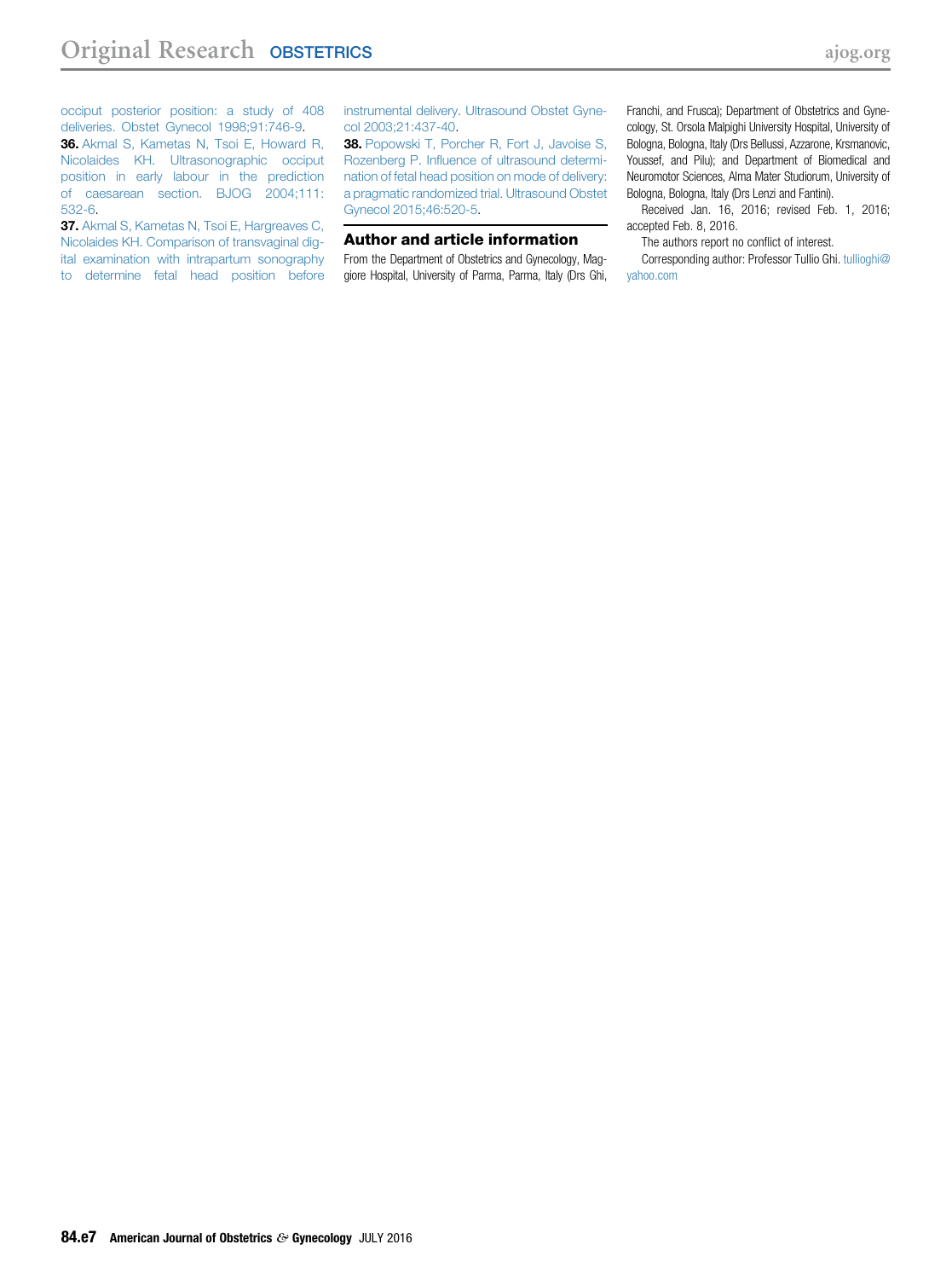occiput posterior position: a study of 408 deliveries. Obstet Gynecol 1998;91:746-9.

**36.** Akmal S, Kametas N, Tsoi E, Howard R, Nicolaides KH. Ultrasonographic occiput position in early labour in the prediction of caesarean section. BJOG 2004;111:532-6.

**37.** Akmal S, Kametas N, Tsoi E, Hargreaves C, Nicolaides KH. Comparison of transvaginal digital examination with intrapartum sonography to determine fetal head position before instrumental delivery. Ultrasound Obstet Gynecol 2003;21:437-40.

**38.** Popowski T, Porcher R, Fort J, Javoise S, Rozenberg P. Influence of ultrasound determination of fetal head position on mode of delivery: a pragmatic randomized trial. Ultrasound Obstet Gynecol 2015;46:520-5.

## Author and article information

From the Department of Obstetrics and Gynecology, Maggiore Hospital, University of Parma, Parma, Italy (Drs Ghi, Franchi, and Frusca); Department of Obstetrics and Gynecology, St. Orsola Malpighi University Hospital, University of Bologna, Bologna, Italy (Drs Bellussi, Azzarone, Krsmanovic, Youssef, and Pilu); and Department of Biomedical and Neuromotor Sciences, Alma Mater Studiorum, University of Bologna, Bologna, Italy (Drs Lenzi and Fantini).

Received Jan. 16, 2016; revised Feb. 1, 2016; accepted Feb. 8, 2016.

The authors report no conflict of interest.

Corresponding author: Professor Tullio Ghi. tullioghi@yahoo.com